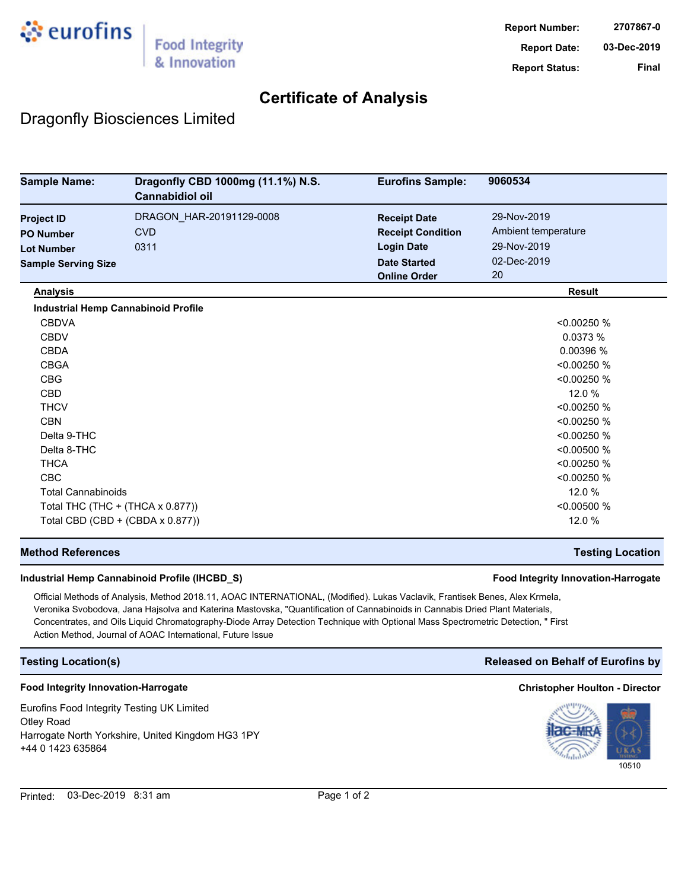eurofins | Food Integrity & Innovation

| | |
|---|---|
| **Report Number:** | 2707867-0 |
| **Report Date:** | 03-Dec-2019 |
| **Report Status:** | Final |

# Certificate of Analysis

## Dragonfly Biosciences Limited

| **Sample Name:** | **Dragonfly CBD 1000mg (11.1%) N.S. Cannabidiol oil** | **Eurofins Sample:** | **9060534** |
|---|---|---|---|
| **Project ID** | DRAGON_HAR-20191129-0008 | **Receipt Date** | 29-Nov-2019 |
| **PO Number** | CVD | **Receipt Condition** | Ambient temperature |
| **Lot Number** | 0311 | **Login Date** | 29-Nov-2019 |
| **Sample Serving Size** | | **Date Started** | 02-Dec-2019 |
| | | **Online Order** | 20 |

| Analysis | Result |
|---|---|
| **Industrial Hemp Cannabinoid Profile** | |
| CBDVA | <0.00250 % |
| CBDV | 0.0373 % |
| CBDA | 0.00396 % |
| CBGA | <0.00250 % |
| CBG | <0.00250 % |
| CBD | 12.0 % |
| THCV | <0.00250 % |
| CBN | <0.00250 % |
| Delta 9-THC | <0.00250 % |
| Delta 8-THC | <0.00500 % |
| THCA | <0.00250 % |
| CBC | <0.00250 % |
| Total Cannabinoids | 12.0 % |
| Total THC (THC + (THCA x 0.877)) | <0.00500 % |
| Total CBD (CBD + (CBDA x 0.877)) | 12.0 % |

| **Method References** | **Testing Location** |
|---|---|
| **Industrial Hemp Cannabinoid Profile (IHCBD_S)** | **Food Integrity Innovation-Harrogate** |

Official Methods of Analysis, Method 2018.11, AOAC INTERNATIONAL, (Modified). Lukas Vaclavik, Frantisek Benes, Alex Krmela, Veronika Svobodova, Jana Hajsolva and Katerina Mastovska, "Quantification of Cannabinoids in Cannabis Dried Plant Materials, Concentrates, and Oils Liquid Chromatography-Diode Array Detection Technique with Optional Mass Spectrometric Detection, " First Action Method, Journal of AOAC International, Future Issue

| **Testing Location(s)** | **Released on Behalf of Eurofins by** |
|---|---|
| **Food Integrity Innovation-Harrogate** | **Christopher Houlton - Director** |

Eurofins Food Integrity Testing UK Limited
Otley Road
Harrogate North Yorkshire, United Kingdom HG3 1PY
+44 0 1423 635864

ilac-MRA | UKAS TESTING 10510

Printed: 03-Dec-2019 8:31 am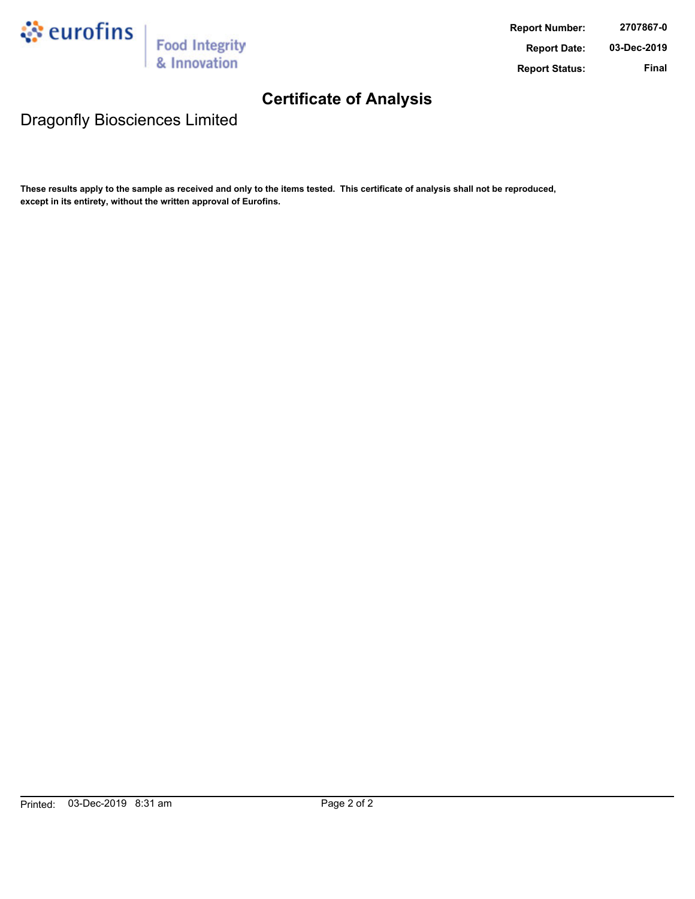| | |
|---|---|
| **Report Number:** | **2707867-0** |
| **Report Date:** | **03-Dec-2019** |
| **Report Status:** | **Final** |

# Certificate of Analysis

Dragonfly Biosciences Limited

**These results apply to the sample as received and only to the items tested. This certificate of analysis shall not be reproduced, except in its entirety, without the written approval of Eurofins.**

Printed: 03-Dec-2019 8:31 am